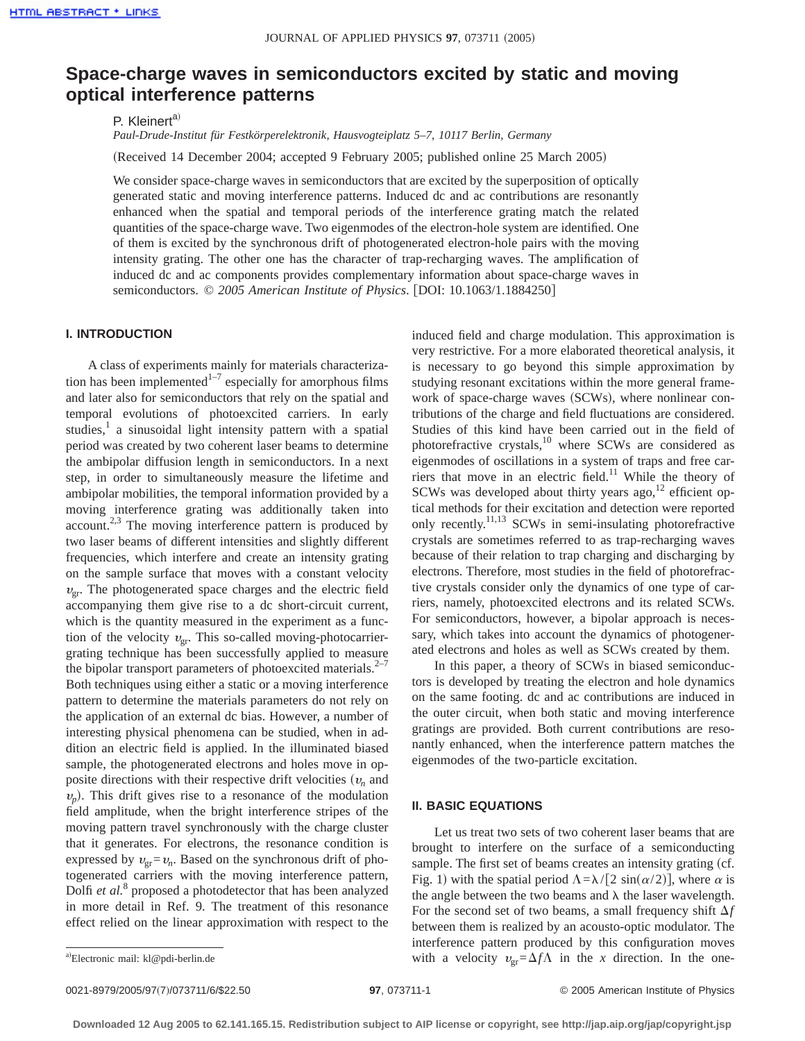# Space-charge waves in semiconductors excited by static and moving optical interference patterns

P. Kleinert[a]

*Paul-Drude-Institut für Festkörperelektronik, Hausvogteiplatz 5–7, 10117 Berlin, Germany*

(Received 14 December 2004; accepted 9 February 2005; published online 25 March 2005)

We consider space-charge waves in semiconductors that are excited by the superposition of optically generated static and moving interference patterns. Induced dc and ac contributions are resonantly enhanced when the spatial and temporal periods of the interference grating match the related quantities of the space-charge wave. Two eigenmodes of the electron-hole system are identified. One of them is excited by the synchronous drift of photogenerated electron-hole pairs with the moving intensity grating. The other one has the character of trap-recharging waves. The amplification of induced dc and ac components provides complementary information about space-charge waves in semiconductors. *© 2005 American Institute of Physics.* [DOI: 10.1063/1.1884250]

## I. INTRODUCTION

A class of experiments mainly for materials characterization has been implemented[1–7] especially for amorphous films and later also for semiconductors that rely on the spatial and temporal evolutions of photoexcited carriers. In early studies,[1] a sinusoidal light intensity pattern with a spatial period was created by two coherent laser beams to determine the ambipolar diffusion length in semiconductors. In a next step, in order to simultaneously measure the lifetime and ambipolar mobilities, the temporal information provided by a moving interference grating was additionally taken into account.[2,3] The moving interference pattern is produced by two laser beams of different intensities and slightly different frequencies, which interfere and create an intensity grating on the sample surface that moves with a constant velocity $v_{gr}$. The photogenerated space charges and the electric field accompanying them give rise to a dc short-circuit current, which is the quantity measured in the experiment as a function of the velocity $v_{gr}$. This so-called moving-photocarrier-grating technique has been successfully applied to measure the bipolar transport parameters of photoexcited materials.[2–7] Both techniques using either a static or a moving interference pattern to determine the materials parameters do not rely on the application of an external dc bias. However, a number of interesting physical phenomena can be studied, when in addition an electric field is applied. In the illuminated biased sample, the photogenerated electrons and holes move in opposite directions with their respective drift velocities ($v_n$ and $v_p$). This drift gives rise to a resonance of the modulation field amplitude, when the bright interference stripes of the moving pattern travel synchronously with the charge cluster that it generates. For electrons, the resonance condition is expressed by $v_{gr}=v_n$. Based on the synchronous drift of photogenerated carriers with the moving interference pattern, Dolfi *et al.*[8] proposed a photodetector that has been analyzed in more detail in Ref. 9. The treatment of this resonance effect relied on the linear approximation with respect to the induced field and charge modulation. This approximation is very restrictive. For a more elaborated theoretical analysis, it is necessary to go beyond this simple approximation by studying resonant excitations within the more general framework of space-charge waves (SCWs), where nonlinear contributions of the charge and field fluctuations are considered. Studies of this kind have been carried out in the field of photorefractive crystals,[10] where SCWs are considered as eigenmodes of oscillations in a system of traps and free carriers that move in an electric field.[11] While the theory of SCWs was developed about thirty years ago,[12] efficient optical methods for their excitation and detection were reported only recently.[11,13] SCWs in semi-insulating photorefractive crystals are sometimes referred to as trap-recharging waves because of their relation to trap charging and discharging by electrons. Therefore, most studies in the field of photorefractive crystals consider only the dynamics of one type of carriers, namely, photoexcited electrons and its related SCWs. For semiconductors, however, a bipolar approach is necessary, which takes into account the dynamics of photogenerated electrons and holes as well as SCWs created by them.

In this paper, a theory of SCWs in biased semiconductors is developed by treating the electron and hole dynamics on the same footing. dc and ac contributions are induced in the outer circuit, when both static and moving interference gratings are provided. Both current contributions are resonantly enhanced, when the interference pattern matches the eigenmodes of the two-particle excitation.

## II. BASIC EQUATIONS

Let us treat two sets of two coherent laser beams that are brought to interfere on the surface of a semiconducting sample. The first set of beams creates an intensity grating (cf. Fig. 1) with the spatial period $\Lambda=\lambda/[2\sin(\alpha/2)]$, where $\alpha$ is the angle between the two beams and $\lambda$ the laser wavelength. For the second set of two beams, a small frequency shift $\Delta f$ between them is realized by an acousto-optic modulator. The interference pattern produced by this configuration moves with a velocity $v_{gr}=\Delta f\Lambda$ in the $x$ direction. In the one-

[a]Electronic mail: kl@pdi-berlin.de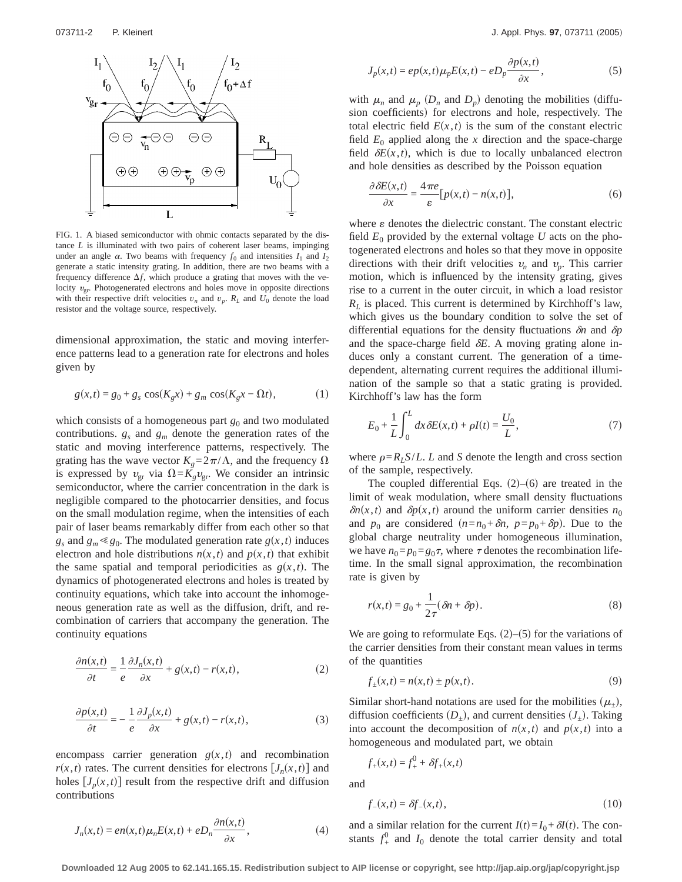FIG. 1. A biased semiconductor with ohmic contacts separated by the distance $L$ is illuminated with two pairs of coherent laser beams, impinging under an angle $\alpha$. Two beams with frequency $f_0$ and intensities $I_1$ and $I_2$ generate a static intensity grating. In addition, there are two beams with a frequency difference $\Delta f$, which produce a grating that moves with the velocity $v_{gr}$. Photogenerated electrons and holes move in opposite directions with their respective drift velocities $v_n$ and $v_p$. $R_L$ and $U_0$ denote the load resistor and the voltage source, respectively.

dimensional approximation, the static and moving interference patterns lead to a generation rate for electrons and holes given by

$$g(x,t) = g_0 + g_s \cos(K_g x) + g_m \cos(K_g x - \Omega t), \tag{1}$$

which consists of a homogeneous part $g_0$ and two modulated contributions. $g_s$ and $g_m$ denote the generation rates of the static and moving interference patterns, respectively. The grating has the wave vector $K_g = 2\pi/\Lambda$, and the frequency $\Omega$ is expressed by $v_{gr}$ via $\Omega = K_g v_{gr}$. We consider an intrinsic semiconductor, where the carrier concentration in the dark is negligible compared to the photocarrier densities, and focus on the small modulation regime, when the intensities of each pair of laser beams remarkably differ from each other so that $g_s$ and $g_m \ll g_0$. The modulated generation rate $g(x,t)$ induces electron and hole distributions $n(x,t)$ and $p(x,t)$ that exhibit the same spatial and temporal periodicities as $g(x,t)$. The dynamics of photogenerated electrons and holes is treated by continuity equations, which take into account the inhomogeneous generation rate as well as the diffusion, drift, and recombination of carriers that accompany the generation. The continuity equations

$$\frac{\partial n(x,t)}{\partial t} = \frac{1}{e}\frac{\partial J_n(x,t)}{\partial x} + g(x,t) - r(x,t), \tag{2}$$

$$\frac{\partial p(x,t)}{\partial t} = -\frac{1}{e}\frac{\partial J_p(x,t)}{\partial x} + g(x,t) - r(x,t), \tag{3}$$

encompass carrier generation $g(x,t)$ and recombination $r(x,t)$ rates. The current densities for electrons $[J_n(x,t)]$ and holes $[J_p(x,t)]$ result from the respective drift and diffusion contributions

$$J_n(x,t) = en(x,t)\mu_n E(x,t) + eD_n \frac{\partial n(x,t)}{\partial x}, \tag{4}$$

$$J_p(x,t) = ep(x,t)\mu_p E(x,t) - eD_p \frac{\partial p(x,t)}{\partial x}, \tag{5}$$

with $\mu_n$ and $\mu_p$ ($D_n$ and $D_p$) denoting the mobilities (diffusion coefficients) for electrons and hole, respectively. The total electric field $E(x,t)$ is the sum of the constant electric field $E_0$ applied along the $x$ direction and the space-charge field $\delta E(x,t)$, which is due to locally unbalanced electron and hole densities as described by the Poisson equation

$$\frac{\partial \delta E(x,t)}{\partial x} = \frac{4\pi e}{\varepsilon}[p(x,t) - n(x,t)], \tag{6}$$

where $\varepsilon$ denotes the dielectric constant. The constant electric field $E_0$ provided by the external voltage $U$ acts on the photogenerated electrons and holes so that they move in opposite directions with their drift velocities $v_n$ and $v_p$. This carrier motion, which is influenced by the intensity grating, gives rise to a current in the outer circuit, in which a load resistor $R_L$ is placed. This current is determined by Kirchhoff's law, which gives us the boundary condition to solve the set of differential equations for the density fluctuations $\delta n$ and $\delta p$ and the space-charge field $\delta E$. A moving grating alone induces only a constant current. The generation of a time-dependent, alternating current requires the additional illumination of the sample so that a static grating is provided. Kirchhoff's law has the form

$$E_0 + \frac{1}{L}\int_0^L dx\, \delta E(x,t) + \rho I(t) = \frac{U_0}{L}, \tag{7}$$

where $\rho = R_L S/L$. $L$ and $S$ denote the length and cross section of the sample, respectively.

The coupled differential Eqs. (2)–(6) are treated in the limit of weak modulation, where small density fluctuations $\delta n(x,t)$ and $\delta p(x,t)$ around the uniform carrier densities $n_0$ and $p_0$ are considered ($n = n_0 + \delta n$, $p = p_0 + \delta p$). Due to the global charge neutrality under homogeneous illumination, we have $n_0 = p_0 = g_0 \tau$, where $\tau$ denotes the recombination lifetime. In the small signal approximation, the recombination rate is given by

$$r(x,t) = g_0 + \frac{1}{2\tau}(\delta n + \delta p). \tag{8}$$

We are going to reformulate Eqs. (2)–(5) for the variations of the carrier densities from their constant mean values in terms of the quantities

$$f_{\pm}(x,t) = n(x,t) \pm p(x,t). \tag{9}$$

Similar short-hand notations are used for the mobilities ($\mu_{\pm}$), diffusion coefficients ($D_{\pm}$), and current densities ($J_{\pm}$). Taking into account the decomposition of $n(x,t)$ and $p(x,t)$ into a homogeneous and modulated part, we obtain

$$f_+(x,t) = f_+^0 + \delta f_+(x,t)$$

and

$$f_-(x,t) = \delta f_-(x,t), \tag{10}$$

and a similar relation for the current $I(t) = I_0 + \delta I(t)$. The constants $f_+^0$ and $I_0$ denote the total carrier density and total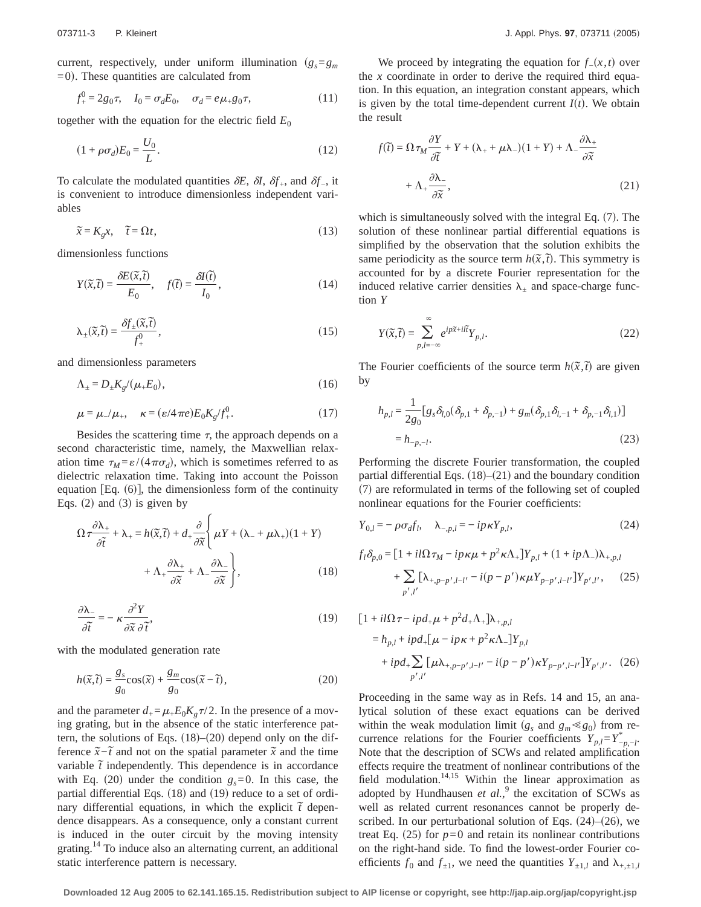current, respectively, under uniform illumination ($g_s = g_m = 0$). These quantities are calculated from

$$f_+^0 = 2g_0\tau, \quad I_0 = \sigma_d E_0, \quad \sigma_d = e\mu_+ g_0 \tau, \tag{11}$$

together with the equation for the electric field $E_0$

$$(1 + \rho\sigma_d)E_0 = \frac{U_0}{L}. \tag{12}$$

To calculate the modulated quantities $\delta E$, $\delta I$, $\delta f_+$, and $\delta f_-$, it is convenient to introduce dimensionless independent variables

$$\tilde{x} = K_g x, \quad \tilde{t} = \Omega t, \tag{13}$$

dimensionless functions

$$Y(\tilde{x},\tilde{t}) = \frac{\delta E(\tilde{x},\tilde{t})}{E_0}, \quad f(\tilde{t}) = \frac{\delta I(\tilde{t})}{I_0}, \tag{14}$$

$$\lambda_\pm(\tilde{x},\tilde{t}) = \frac{\delta f_\pm(\tilde{x},\tilde{t})}{f_+^0}, \tag{15}$$

and dimensionless parameters

$$\Lambda_\pm = D_\pm K_g/(\mu_+ E_0), \tag{16}$$

$$\mu = \mu_-/\mu_+, \quad \kappa = (\varepsilon/4\pi e)E_0 K_g/f_+^0. \tag{17}$$

Besides the scattering time $\tau$, the approach depends on a second characteristic time, namely, the Maxwellian relaxation time $\tau_M = \varepsilon/(4\pi\sigma_d)$, which is sometimes referred to as dielectric relaxation time. Taking into account the Poisson equation [Eq. (6)], the dimensionless form of the continuity Eqs. (2) and (3) is given by

$$\Omega\tau\frac{\partial\lambda_+}{\partial\tilde{t}} + \lambda_+ = h(\tilde{x},\tilde{t}) + d_+\frac{\partial}{\partial\tilde{x}}\left\{\mu Y + (\lambda_- + \mu\lambda_+)(1+Y) + \Lambda_+\frac{\partial\lambda_+}{\partial\tilde{x}} + \Lambda_-\frac{\partial\lambda_-}{\partial\tilde{x}}\right\}, \tag{18}$$

$$\frac{\partial\lambda_-}{\partial\tilde{t}} = -\kappa\frac{\partial^2 Y}{\partial\tilde{x}\,\partial\tilde{t}}, \tag{19}$$

with the modulated generation rate

$$h(\tilde{x},\tilde{t}) = \frac{g_s}{g_0}\cos(\tilde{x}) + \frac{g_m}{g_0}\cos(\tilde{x}-\tilde{t}), \tag{20}$$

and the parameter $d_+ = \mu_+ E_0 K_g \tau/2$. In the presence of a moving grating, but in the absence of the static interference pattern, the solutions of Eqs. (18)–(20) depend only on the difference $\tilde{x}-\tilde{t}$ and not on the spatial parameter $\tilde{x}$ and the time variable $\tilde{t}$ independently. This dependence is in accordance with Eq. (20) under the condition $g_s = 0$. In this case, the partial differential Eqs. (18) and (19) reduce to a set of ordinary differential equations, in which the explicit $\tilde{t}$ dependence disappears. As a consequence, only a constant current is induced in the outer circuit by the moving intensity grating.[14] To induce also an alternating current, an additional static interference pattern is necessary.

We proceed by integrating the equation for $f_-(x,t)$ over the $x$ coordinate in order to derive the required third equation. In this equation, an integration constant appears, which is given by the total time-dependent current $I(t)$. We obtain the result

$$f(\tilde{t}) = \Omega\tau_M\frac{\partial Y}{\partial\tilde{t}} + Y + (\lambda_+ + \mu\lambda_-)(1+Y) + \Lambda_-\frac{\partial\lambda_+}{\partial\tilde{x}} + \Lambda_+\frac{\partial\lambda_-}{\partial\tilde{x}}, \tag{21}$$

which is simultaneously solved with the integral Eq. (7). The solution of these nonlinear partial differential equations is simplified by the observation that the solution exhibits the same periodicity as the source term $h(\tilde{x},\tilde{t})$. This symmetry is accounted for by a discrete Fourier representation for the induced relative carrier densities $\lambda_\pm$ and space-charge function $Y$

$$Y(\tilde{x},\tilde{t}) = \sum_{p,l=-\infty}^{\infty} e^{ip\tilde{x}+il\tilde{t}}Y_{p,l}. \tag{22}$$

The Fourier coefficients of the source term $h(\tilde{x},\tilde{t})$ are given by

$$h_{p,l} = \frac{1}{2g_0}[g_s\delta_{l,0}(\delta_{p,1}+\delta_{p,-1}) + g_m(\delta_{p,1}\delta_{l,-1} + \delta_{p,-1}\delta_{l,1})] = h_{-p,-l}. \tag{23}$$

Performing the discrete Fourier transformation, the coupled partial differential Eqs. (18)–(21) and the boundary condition (7) are reformulated in terms of the following set of coupled nonlinear equations for the Fourier coefficients:

$$Y_{0,l} = -\rho\sigma_d f_l, \quad \lambda_{-,p,l} = -ip\kappa Y_{p,l}, \tag{24}$$

$$f_l\delta_{p,0} = [1 + il\Omega\tau_M - ip\kappa\mu + p^2\kappa\Lambda_+]Y_{p,l} + (1 + ip\Lambda_-)\lambda_{+,p,l} + \sum_{p',l'}[\lambda_{+,p-p',l-l'} - i(p-p')\kappa\mu Y_{p-p',l-l'}]Y_{p',l'}, \tag{25}$$

$$[1 + il\Omega\tau - ipd_+\mu + p^2 d_+\Lambda_+]\lambda_{+,p,l} = h_{p,l} + ipd_+[\mu - ip\kappa + p^2\kappa\Lambda_-]Y_{p,l} + ipd_+\sum_{p',l'}[\mu\lambda_{+,p-p',l-l'} - i(p-p')\kappa Y_{p-p',l-l'}]Y_{p',l'}. \tag{26}$$

Proceeding in the same way as in Refs. 14 and 15, an analytical solution of these exact equations can be derived within the weak modulation limit ($g_s$ and $g_m \ll g_0$) from recurrence relations for the Fourier coefficients $Y_{p,l} = Y^*_{-p,-l}$. Note that the description of SCWs and related amplification effects require the treatment of nonlinear contributions of the field modulation.[14,15] Within the linear approximation as adopted by Hundhausen *et al.*,[9] the excitation of SCWs as well as related current resonances cannot be properly described. In our perturbational solution of Eqs. (24)–(26), we treat Eq. (25) for $p=0$ and retain its nonlinear contributions on the right-hand side. To find the lowest-order Fourier coefficients $f_0$ and $f_{\pm 1}$, we need the quantities $Y_{\pm 1,l}$ and $\lambda_{+,\pm 1,l}$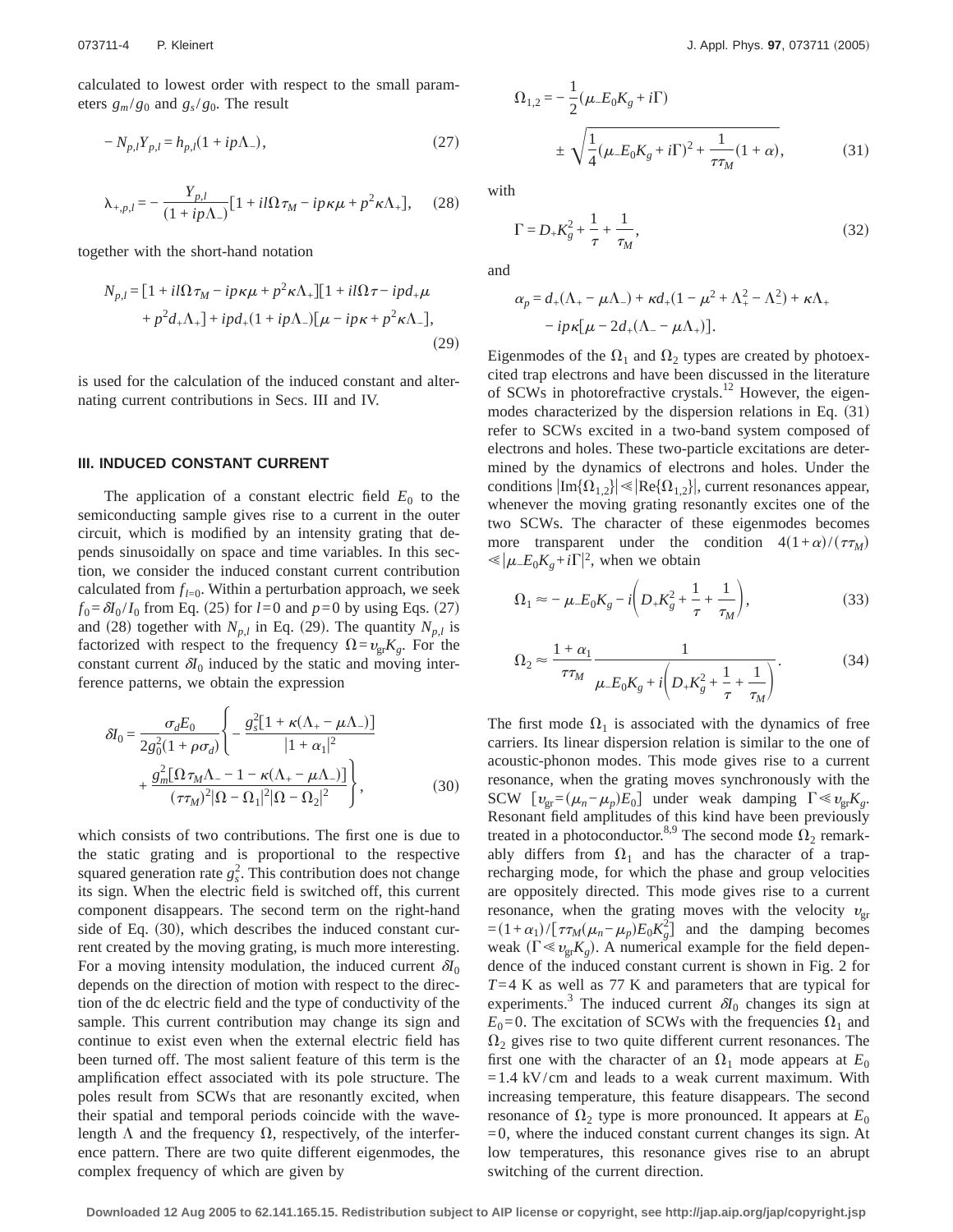calculated to lowest order with respect to the small parameters $g_m/g_0$ and $g_s/g_0$. The result

$$-N_{p,l}Y_{p,l} = h_{p,l}(1+ip\Lambda_-), \tag{27}$$

$$\lambda_{+,p,l} = -\frac{Y_{p,l}}{(1+ip\Lambda_-)}[1+il\Omega\tau_M - ip\kappa\mu + p^2\kappa\Lambda_+], \tag{28}$$

together with the short-hand notation

$$N_{p,l} = [1+il\Omega\tau_M - ip\kappa\mu + p^2\kappa\Lambda_+][1+il\Omega\tau - ipd_+\mu + p^2 d_+\Lambda_+] + ipd_+(1+ip\Lambda_-)[\mu - ip\kappa + p^2\kappa\Lambda_-], \tag{29}$$

is used for the calculation of the induced constant and alternating current contributions in Secs. III and IV.

### III. INDUCED CONSTANT CURRENT

The application of a constant electric field $E_0$ to the semiconducting sample gives rise to a current in the outer circuit, which is modified by an intensity grating that depends sinusoidally on space and time variables. In this section, we consider the induced constant current contribution calculated from $f_{l=0}$. Within a perturbation approach, we seek $f_0 = \delta I_0/I_0$ from Eq. (25) for $l=0$ and $p=0$ by using Eqs. (27) and (28) together with $N_{p,l}$ in Eq. (29). The quantity $N_{p,l}$ is factorized with respect to the frequency $\Omega = v_{gr}K_g$. For the constant current $\delta I_0$ induced by the static and moving interference patterns, we obtain the expression

$$\delta I_0 = \frac{\sigma_d E_0}{2g_0^2(1+\rho\sigma_d)}\left\{-\frac{g_s^2[1+\kappa(\Lambda_+ - \mu\Lambda_-)]}{|1+\alpha_1|^2} + \frac{g_m^2[\Omega\tau_M\Lambda_- - 1 - \kappa(\Lambda_+ - \mu\Lambda_-)]}{(\tau\tau_M)^2|\Omega-\Omega_1|^2|\Omega-\Omega_2|^2}\right\}, \tag{30}$$

which consists of two contributions. The first one is due to the static grating and is proportional to the respective squared generation rate $g_s^2$. This contribution does not change its sign. When the electric field is switched off, this current component disappears. The second term on the right-hand side of Eq. (30), which describes the induced constant current created by the moving grating, is much more interesting. For a moving intensity modulation, the induced current $\delta I_0$ depends on the direction of motion with respect to the direction of the dc electric field and the type of conductivity of the sample. This current contribution may change its sign and continue to exist even when the external electric field has been turned off. The most salient feature of this term is the amplification effect associated with its pole structure. The poles result from SCWs that are resonantly excited, when their spatial and temporal periods coincide with the wavelength $\Lambda$ and the frequency $\Omega$, respectively, of the interference pattern. There are two quite different eigenmodes, the complex frequency of which are given by

$$\Omega_{1,2} = -\frac{1}{2}(\mu_- E_0 K_g + i\Gamma) \pm \sqrt{\frac{1}{4}(\mu_- E_0 K_g + i\Gamma)^2 + \frac{1}{\tau\tau_M}(1+\alpha)}, \tag{31}$$

with

$$\Gamma = D_+ K_g^2 + \frac{1}{\tau} + \frac{1}{\tau_M}, \tag{32}$$

and

$$\alpha_p = d_+(\Lambda_+ - \mu\Lambda_-) + \kappa d_+(1-\mu^2 + \Lambda_+^2 - \Lambda_-^2) + \kappa\Lambda_+ - ip\kappa[\mu - 2d_+(\Lambda_- - \mu\Lambda_+)].$$

Eigenmodes of the $\Omega_1$ and $\Omega_2$ types are created by photoexcited trap electrons and have been discussed in the literature of SCWs in photorefractive crystals.[12] However, the eigenmodes characterized by the dispersion relations in Eq. (31) refer to SCWs excited in a two-band system composed of electrons and holes. These two-particle excitations are determined by the dynamics of electrons and holes. Under the conditions $|\mathrm{Im}\{\Omega_{1,2}\}| \ll |\mathrm{Re}\{\Omega_{1,2}\}|$, current resonances appear, whenever the moving grating resonantly excites one of the two SCWs. The character of these eigenmodes becomes more transparent under the condition $4(1+\alpha)/(\tau\tau_M) \ll |\mu_- E_0 K_g + i\Gamma|^2$, when we obtain

$$\Omega_1 \approx -\mu_- E_0 K_g - i\left(D_+ K_g^2 + \frac{1}{\tau} + \frac{1}{\tau_M}\right), \tag{33}$$

$$\Omega_2 \approx \frac{1+\alpha_1}{\tau\tau_M}\frac{1}{\mu_- E_0 K_g + i\left(D_+ K_g^2 + \frac{1}{\tau} + \frac{1}{\tau_M}\right)}. \tag{34}$$

The first mode $\Omega_1$ is associated with the dynamics of free carriers. Its linear dispersion relation is similar to the one of acoustic-phonon modes. This mode gives rise to a current resonance, when the grating moves synchronously with the SCW $[v_{gr} = (\mu_n - \mu_p)E_0]$ under weak damping $\Gamma \ll v_{gr}K_g$. Resonant field amplitudes of this kind have been previously treated in a photoconductor.[8,9] The second mode $\Omega_2$ remarkably differs from $\Omega_1$ and has the character of a trap-recharging mode, for which the phase and group velocities are oppositely directed. This mode gives rise to a current resonance, when the grating moves with the velocity $v_{gr} = (1+\alpha_1)/[\tau\tau_M(\mu_n - \mu_p)E_0 K_g^2]$ and the damping becomes weak $(\Gamma \ll v_{gr}K_g)$. A numerical example for the field dependence of the induced constant current is shown in Fig. 2 for $T=4$ K as well as 77 K and parameters that are typical for experiments.[3] The induced current $\delta I_0$ changes its sign at $E_0=0$. The excitation of SCWs with the frequencies $\Omega_1$ and $\Omega_2$ gives rise to two quite different current resonances. The first one with the character of an $\Omega_1$ mode appears at $E_0 = 1.4$ kV/cm and leads to a weak current maximum. With increasing temperature, this feature disappears. The second resonance of $\Omega_2$ type is more pronounced. It appears at $E_0 = 0$, where the induced constant current changes its sign. At low temperatures, this resonance gives rise to an abrupt switching of the current direction.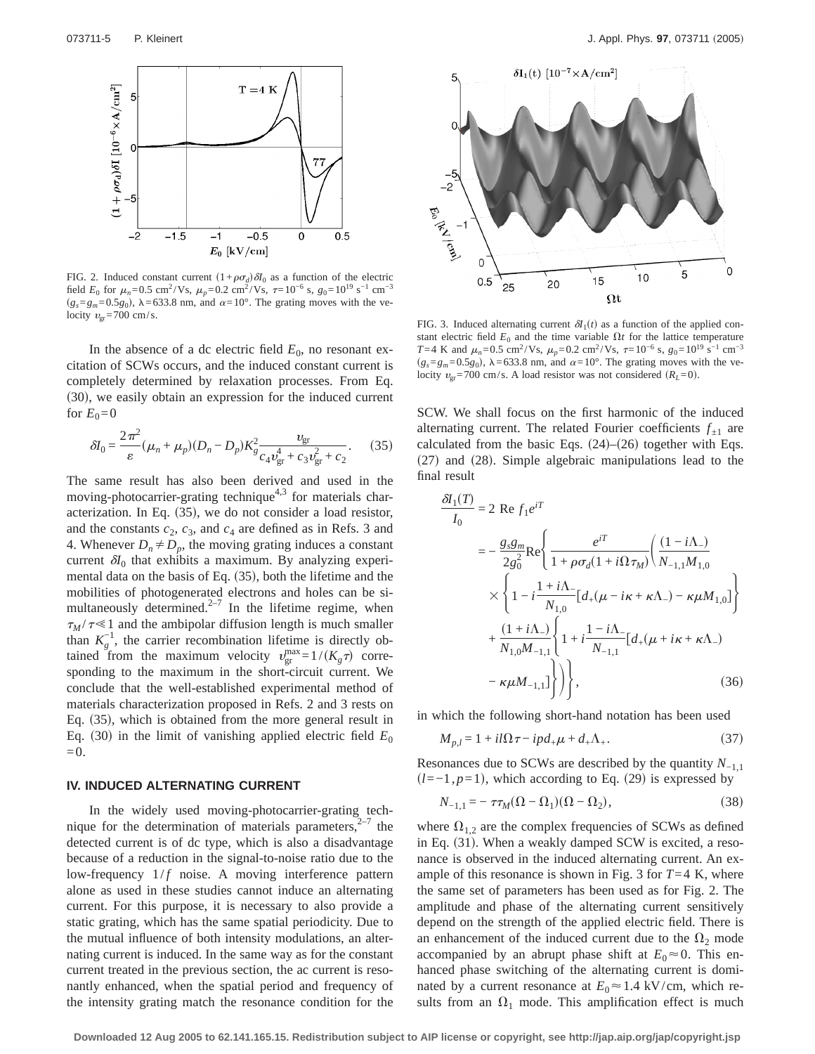FIG. 2. Induced constant current $(1+\rho\sigma_d)\delta I_0$ as a function of the electric field $E_0$ for $\mu_n=0.5$ cm$^2$/Vs, $\mu_p=0.2$ cm$^2$/Vs, $\tau=10^{-6}$ s, $g_0=10^{19}$ s$^{-1}$ cm$^{-3}$ $(g_s=g_m=0.5g_0)$, $\lambda=633.8$ nm, and $\alpha=10°$. The grating moves with the velocity $v_{\rm gr}=700$ cm/s.

In the absence of a dc electric field $E_0$, no resonant excitation of SCWs occurs, and the induced constant current is completely determined by relaxation processes. From Eq. (30), we easily obtain an expression for the induced current for $E_0=0$

$$\delta I_0 = \frac{2\pi^2}{\varepsilon}(\mu_n+\mu_p)(D_n-D_p)K_g^2\frac{v_{\rm gr}}{c_4 v_{\rm gr}^4 + c_3 v_{\rm gr}^2 + c_2}. \quad (35)$$

The same result has also been derived and used in the moving-photocarrier-grating technique[4,3] for materials characterization. In Eq. (35), we do not consider a load resistor, and the constants $c_2$, $c_3$, and $c_4$ are defined as in Refs. 3 and 4. Whenever $D_n \neq D_p$, the moving grating induces a constant current $\delta I_0$ that exhibits a maximum. By analyzing experimental data on the basis of Eq. (35), both the lifetime and the mobilities of photogenerated electrons and holes can be simultaneously determined.[2–7] In the lifetime regime, when $\tau_M/\tau \ll 1$ and the ambipolar diffusion length is much smaller than $K_g^{-1}$, the carrier recombination lifetime is directly obtained from the maximum velocity $v_{\rm gr}^{\rm max}=1/(K_g\tau)$ corresponding to the maximum in the short-circuit current. We conclude that the well-established experimental method of materials characterization proposed in Refs. 2 and 3 rests on Eq. (35), which is obtained from the more general result in Eq. (30) in the limit of vanishing applied electric field $E_0=0$.

## IV. INDUCED ALTERNATING CURRENT

In the widely used moving-photocarrier-grating technique for the determination of materials parameters,[2–7] the detected current is of dc type, which is also a disadvantage because of a reduction in the signal-to-noise ratio due to the low-frequency $1/f$ noise. A moving interference pattern alone as used in these studies cannot induce an alternating current. For this purpose, it is necessary to also provide a static grating, which has the same spatial periodicity. Due to the mutual influence of both intensity modulations, an alternating current is induced. In the same way as for the constant current treated in the previous section, the ac current is resonantly enhanced, when the spatial period and frequency of the intensity grating match the resonance condition for the SCW. We shall focus on the first harmonic of the induced alternating current. The related Fourier coefficients $f_{\pm 1}$ are calculated from the basic Eqs. (24)–(26) together with Eqs. (27) and (28). Simple algebraic manipulations lead to the final result

FIG. 3. Induced alternating current $\delta I_1(t)$ as a function of the applied constant electric field $E_0$ and the time variable $\Omega t$ for the lattice temperature $T=4$ K and $\mu_n=0.5$ cm$^2$/Vs, $\mu_p=0.2$ cm$^2$/Vs, $\tau=10^{-6}$ s, $g_0=10^{19}$ s$^{-1}$ cm$^{-3}$ $(g_s=g_m=0.5g_0)$, $\lambda=633.8$ nm, and $\alpha=10°$. The grating moves with the velocity $v_{\rm gr}=700$ cm/s. A load resistor was not considered $(R_L=0)$.

$$\begin{aligned}\frac{\delta I_1(T)}{I_0} &= 2\,\mathrm{Re}\, f_1 e^{iT} \\ &= -\frac{g_s g_m}{2g_0^2}\mathrm{Re}\left\{\frac{e^{iT}}{1+\rho\sigma_d(1+i\Omega\tau_M)}\left(\frac{(1-i\Lambda_-)}{N_{-1,1}M_{1,0}}\right.\right. \\ &\quad\times\left\{1-i\frac{1+i\Lambda_-}{N_{1,0}}[d_+(\mu-i\kappa+\kappa\Lambda_-)-\kappa\mu M_{1,0}]\right\} \\ &\quad+\frac{(1+i\Lambda_-)}{N_{1,0}M_{-1,1}}\left\{1+i\frac{1-i\Lambda_-}{N_{-1,1}}[d_+(\mu+i\kappa+\kappa\Lambda_-)\right. \\ &\quad\left.\left.\left.-\kappa\mu M_{-1,1}]\right\}\right)\right\}, \end{aligned} \quad (36)$$

in which the following short-hand notation has been used

$$M_{p,l} = 1 + il\Omega\tau - ipd_+\mu + d_+\Lambda_+. \quad (37)$$

Resonances due to SCWs are described by the quantity $N_{-1,1}$ $(l=-1, p=1)$, which according to Eq. (29) is expressed by

$$N_{-1,1} = -\tau\tau_M(\Omega-\Omega_1)(\Omega-\Omega_2), \quad (38)$$

where $\Omega_{1,2}$ are the complex frequencies of SCWs as defined in Eq. (31). When a weakly damped SCW is excited, a resonance is observed in the induced alternating current. An example of this resonance is shown in Fig. 3 for $T=4$ K, where the same set of parameters has been used as for Fig. 2. The amplitude and phase of the alternating current sensitively depend on the strength of the applied electric field. There is an enhancement of the induced current due to the $\Omega_2$ mode accompanied by an abrupt phase shift at $E_0 \approx 0$. This enhanced phase switching of the alternating current is dominated by a current resonance at $E_0 \approx 1.4$ kV/cm, which results from an $\Omega_1$ mode. This amplification effect is much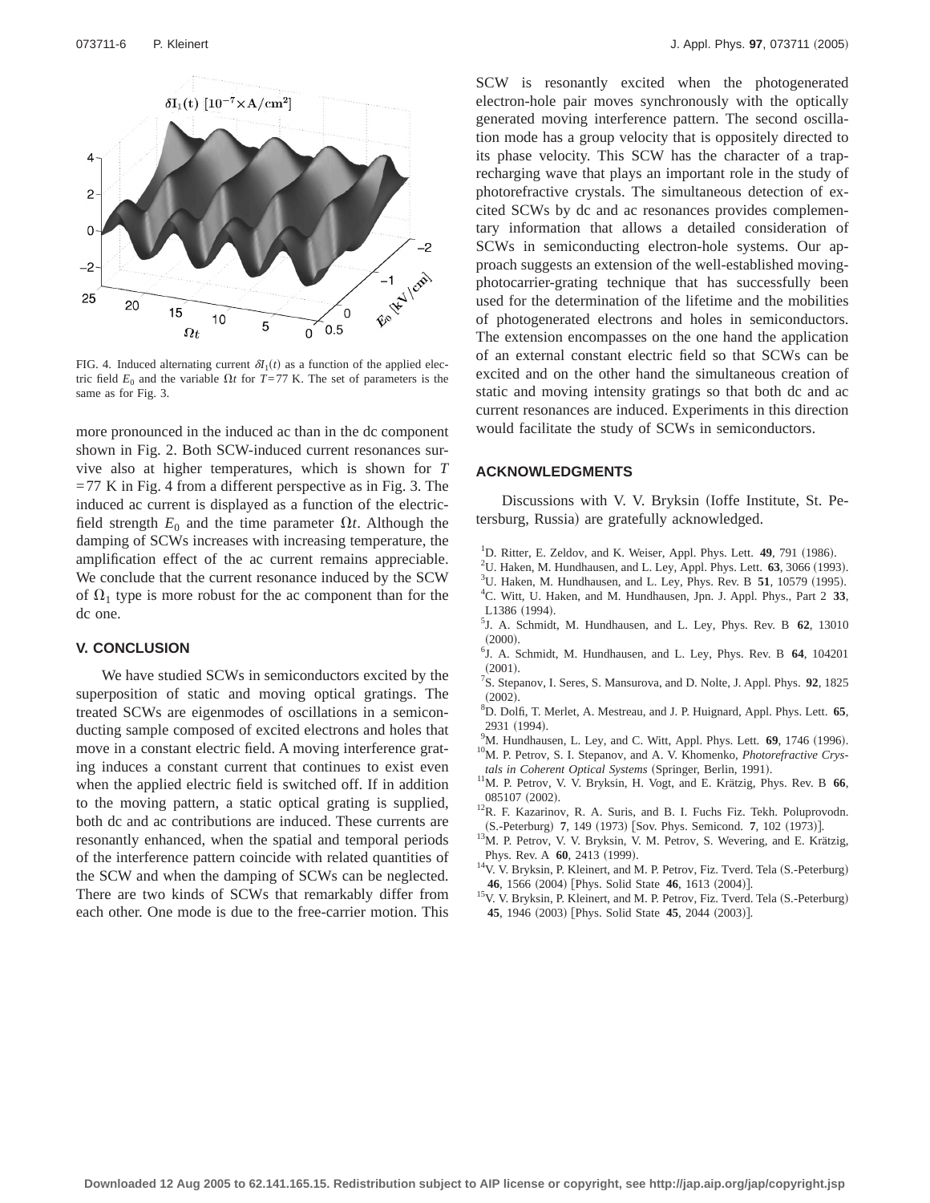$\delta I_1(t)$ $[10^{-7}\times A/cm^2]$

4
2
0
−2
25
20
15
10
5
0
$\Omega t$
−2
−1
0
0.5
$E_0$ [kV/cm]

FIG. 4. Induced alternating current $\delta I_1(t)$ as a function of the applied electric field $E_0$ and the variable $\Omega t$ for $T=77$ K. The set of parameters is the same as for Fig. 3.

more pronounced in the induced ac than in the dc component shown in Fig. 2. Both SCW-induced current resonances survive also at higher temperatures, which is shown for $T=77$ K in Fig. 4 from a different perspective as in Fig. 3. The induced ac current is displayed as a function of the electric-field strength $E_0$ and the time parameter $\Omega t$. Although the damping of SCWs increases with increasing temperature, the amplification effect of the ac current remains appreciable. We conclude that the current resonance induced by the SCW of $\Omega_1$ type is more robust for the ac component than for the dc one.

## V. CONCLUSION

We have studied SCWs in semiconductors excited by the superposition of static and moving optical gratings. The treated SCWs are eigenmodes of oscillations in a semiconducting sample composed of excited electrons and holes that move in a constant electric field. A moving interference grating induces a constant current that continues to exist even when the applied electric field is switched off. If in addition to the moving pattern, a static optical grating is supplied, both dc and ac contributions are induced. These currents are resonantly enhanced, when the spatial and temporal periods of the interference pattern coincide with related quantities of the SCW and when the damping of SCWs can be neglected. There are two kinds of SCWs that remarkably differ from each other. One mode is due to the free-carrier motion. This SCW is resonantly excited when the photogenerated electron-hole pair moves synchronously with the optically generated moving interference pattern. The second oscillation mode has a group velocity that is oppositely directed to its phase velocity. This SCW has the character of a trap-recharging wave that plays an important role in the study of photorefractive crystals. The simultaneous detection of excited SCWs by dc and ac resonances provides complementary information that allows a detailed consideration of SCWs in semiconducting electron-hole systems. Our approach suggests an extension of the well-established moving-photocarrier-grating technique that has successfully been used for the determination of the lifetime and the mobilities of photogenerated electrons and holes in semiconductors. The extension encompasses on the one hand the application of an external constant electric field so that SCWs can be excited and on the other hand the simultaneous creation of static and moving intensity gratings so that both dc and ac current resonances are induced. Experiments in this direction would facilitate the study of SCWs in semiconductors.

## ACKNOWLEDGMENTS

Discussions with V. V. Bryksin (Ioffe Institute, St. Petersburg, Russia) are gratefully acknowledged.

[1] D. Ritter, E. Zeldov, and K. Weiser, Appl. Phys. Lett. **49**, 791 (1986).
[2] U. Haken, M. Hundhausen, and L. Ley, Appl. Phys. Lett. **63**, 3066 (1993).
[3] U. Haken, M. Hundhausen, and L. Ley, Phys. Rev. B **51**, 10579 (1995).
[4] C. Witt, U. Haken, and M. Hundhausen, Jpn. J. Appl. Phys., Part 2 **33**, L1386 (1994).
[5] J. A. Schmidt, M. Hundhausen, and L. Ley, Phys. Rev. B **62**, 13010 (2000).
[6] J. A. Schmidt, M. Hundhausen, and L. Ley, Phys. Rev. B **64**, 104201 (2001).
[7] S. Stepanov, I. Seres, S. Mansurova, and D. Nolte, J. Appl. Phys. **92**, 1825 (2002).
[8] D. Dolfi, T. Merlet, A. Mestreau, and J. P. Huignard, Appl. Phys. Lett. **65**, 2931 (1994).
[9] M. Hundhausen, L. Ley, and C. Witt, Appl. Phys. Lett. **69**, 1746 (1996).
[10] M. P. Petrov, S. I. Stepanov, and A. V. Khomenko, *Photorefractive Crystals in Coherent Optical Systems* (Springer, Berlin, 1991).
[11] M. P. Petrov, V. V. Bryksin, H. Vogt, and E. Krätzig, Phys. Rev. B **66**, 085107 (2002).
[12] R. F. Kazarinov, R. A. Suris, and B. I. Fuchs Fiz. Tekh. Poluprovodn. (S.-Peterburg) **7**, 149 (1973) [Sov. Phys. Semicond. **7**, 102 (1973)].
[13] M. P. Petrov, V. V. Bryksin, V. M. Petrov, S. Wevering, and E. Krätzig, Phys. Rev. A **60**, 2413 (1999).
[14] V. V. Bryksin, P. Kleinert, and M. P. Petrov, Fiz. Tverd. Tela (S.-Peterburg) **46**, 1566 (2004) [Phys. Solid State **46**, 1613 (2004)].
[15] V. V. Bryksin, P. Kleinert, and M. P. Petrov, Fiz. Tverd. Tela (S.-Peterburg) **45**, 1946 (2003) [Phys. Solid State **45**, 2044 (2003)].